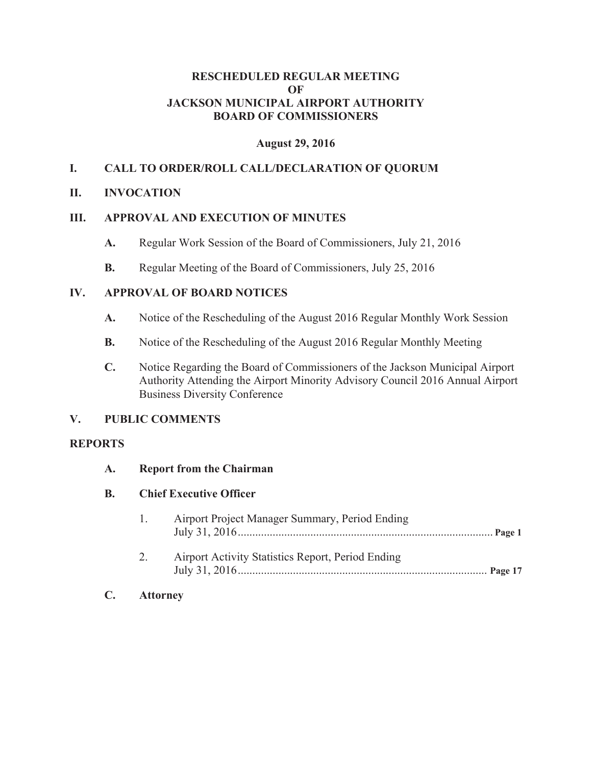# RESCHEDULED REGULAR MEETING
# OF
# JACKSON MUNICIPAL AIRPORT AUTHORITY
# BOARD OF COMMISSIONERS

**August 29, 2016**

## I. CALL TO ORDER/ROLL CALL/DECLARATION OF QUORUM

## II. INVOCATION

## III. APPROVAL AND EXECUTION OF MINUTES

- **A.** Regular Work Session of the Board of Commissioners, July 21, 2016
- **B.** Regular Meeting of the Board of Commissioners, July 25, 2016

## IV. APPROVAL OF BOARD NOTICES

- **A.** Notice of the Rescheduling of the August 2016 Regular Monthly Work Session
- **B.** Notice of the Rescheduling of the August 2016 Regular Monthly Meeting
- **C.** Notice Regarding the Board of Commissioners of the Jackson Municipal Airport Authority Attending the Airport Minority Advisory Council 2016 Annual Airport Business Diversity Conference

## V. PUBLIC COMMENTS

## REPORTS

### A. Report from the Chairman

### B. Chief Executive Officer

1. Airport Project Manager Summary, Period Ending July 31, 2016 ........ **Page 1**
2. Airport Activity Statistics Report, Period Ending July 31, 2016 ........ **Page 17**

### C. Attorney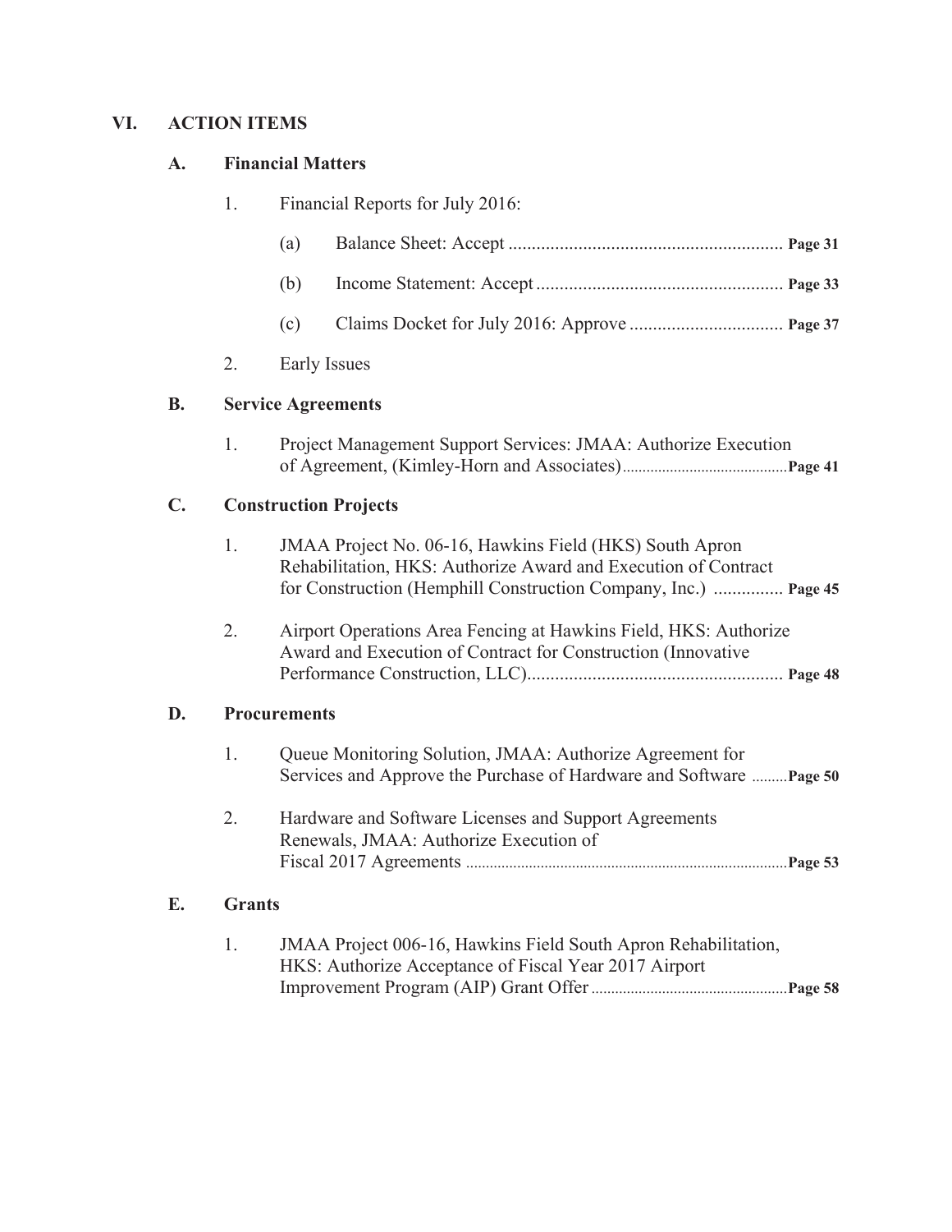## VI. ACTION ITEMS

### A. Financial Matters

1. Financial Reports for July 2016:
   - (a) Balance Sheet: Accept .......................................................... **Page 31**
   - (b) Income Statement: Accept .................................................... **Page 33**
   - (c) Claims Docket for July 2016: Approve ................................ **Page 37**
2. Early Issues

### B. Service Agreements

1. Project Management Support Services: JMAA: Authorize Execution of Agreement, (Kimley-Horn and Associates)..........................................**Page 41**

### C. Construction Projects

1. JMAA Project No. 06-16, Hawkins Field (HKS) South Apron Rehabilitation, HKS: Authorize Award and Execution of Contract for Construction (Hemphill Construction Company, Inc.) ............... **Page 45**
2. Airport Operations Area Fencing at Hawkins Field, HKS: Authorize Award and Execution of Contract for Construction (Innovative Performance Construction, LLC)....................................................... **Page 48**

### D. Procurements

1. Queue Monitoring Solution, JMAA: Authorize Agreement for Services and Approve the Purchase of Hardware and Software .........**Page 50**
2. Hardware and Software Licenses and Support Agreements Renewals, JMAA: Authorize Execution of Fiscal 2017 Agreements .................................................................................**Page 53**

### E. Grants

1. JMAA Project 006-16, Hawkins Field South Apron Rehabilitation, HKS: Authorize Acceptance of Fiscal Year 2017 Airport Improvement Program (AIP) Grant Offer .................................................**Page 58**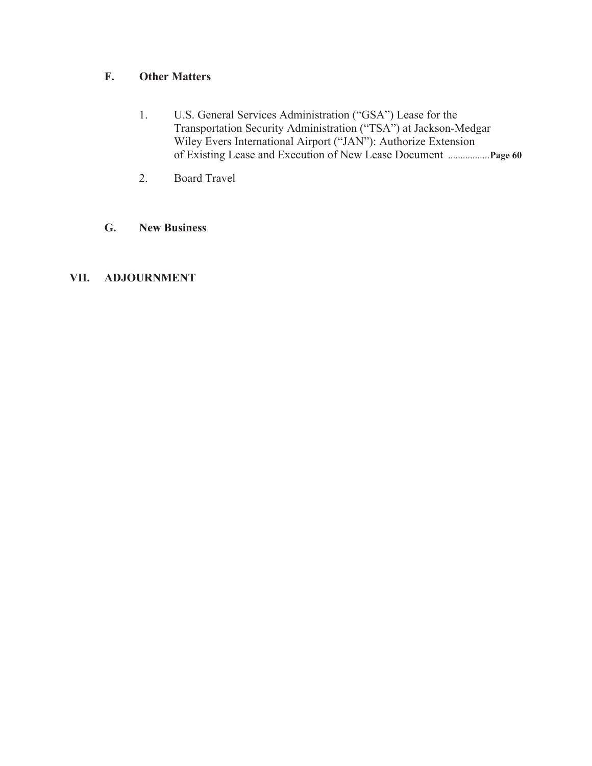### F. Other Matters

1. U.S. General Services Administration ("GSA") Lease for the Transportation Security Administration ("TSA") at Jackson-Medgar Wiley Evers International Airport ("JAN"): Authorize Extension of Existing Lease and Execution of New Lease Document .................**Page 60**

2. Board Travel

### G. New Business

## VII. ADJOURNMENT